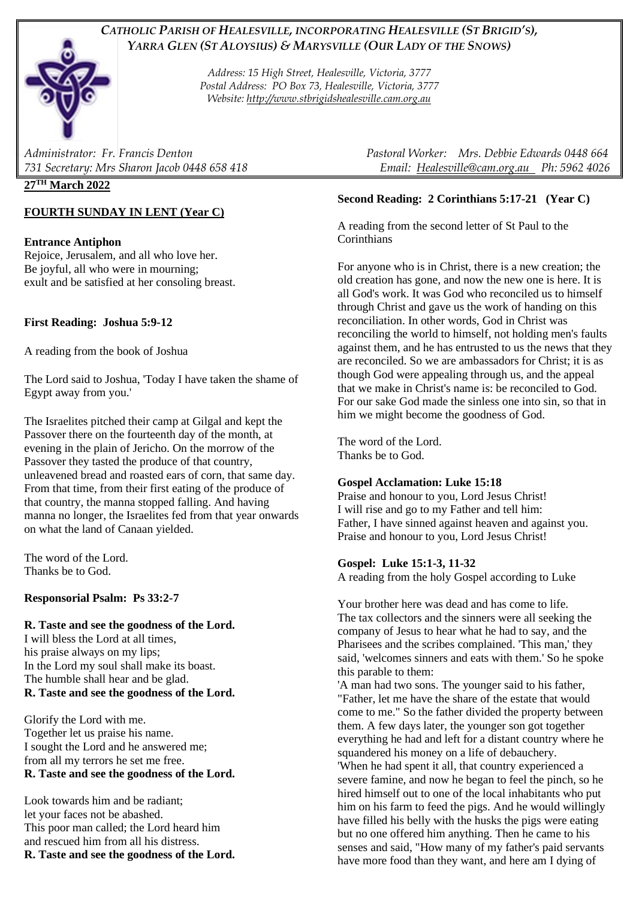# *CATHOLIC PARISH OF HEALESVILLE, INCORPORATING HEALESVILLE (ST BRIGID'S), YARRA GLEN (ST ALOYSIUS) & MARYSVILLE (OUR LADY OF THE SNOWS)*

*Address: 15 High Street, Healesville, Victoria, 3777*
*Postal Address: PO Box 73, Healesville, Victoria, 3777*
*Website: http://www.stbrigidshealesville.cam.org.au*

*Administrator: Fr. Francis Denton* *Pastoral Worker: Mrs. Debbie Edwards 0448 664 731 Secretary: Mrs Sharon Jacob 0448 658 418* *Email: Healesville@cam.org.au Ph: 5962 4026*

**27TH March 2022**

**FOURTH SUNDAY IN LENT (Year C)**

**Entrance Antiphon**
Rejoice, Jerusalem, and all who love her.
Be joyful, all who were in mourning;
exult and be satisfied at her consoling breast.

**First Reading: Joshua 5:9-12**

A reading from the book of Joshua

The Lord said to Joshua, 'Today I have taken the shame of Egypt away from you.'

The Israelites pitched their camp at Gilgal and kept the Passover there on the fourteenth day of the month, at evening in the plain of Jericho. On the morrow of the Passover they tasted the produce of that country, unleavened bread and roasted ears of corn, that same day. From that time, from their first eating of the produce of that country, the manna stopped falling. And having manna no longer, the Israelites fed from that year onwards on what the land of Canaan yielded.

The word of the Lord.
Thanks be to God.

**Responsorial Psalm: Ps 33:2-7**

**R. Taste and see the goodness of the Lord.**
I will bless the Lord at all times,
his praise always on my lips;
In the Lord my soul shall make its boast.
The humble shall hear and be glad.
**R. Taste and see the goodness of the Lord.**

Glorify the Lord with me.
Together let us praise his name.
I sought the Lord and he answered me;
from all my terrors he set me free.
**R. Taste and see the goodness of the Lord.**

Look towards him and be radiant;
let your faces not be abashed.
This poor man called; the Lord heard him
and rescued him from all his distress.
**R. Taste and see the goodness of the Lord.**

**Second Reading: 2 Corinthians 5:17-21 (Year C)**

A reading from the second letter of St Paul to the Corinthians

For anyone who is in Christ, there is a new creation; the old creation has gone, and now the new one is here. It is all God's work. It was God who reconciled us to himself through Christ and gave us the work of handing on this reconciliation. In other words, God in Christ was reconciling the world to himself, not holding men's faults against them, and he has entrusted to us the news that they are reconciled. So we are ambassadors for Christ; it is as though God were appealing through us, and the appeal that we make in Christ's name is: be reconciled to God. For our sake God made the sinless one into sin, so that in him we might become the goodness of God.

The word of the Lord.
Thanks be to God.

**Gospel Acclamation: Luke 15:18**
Praise and honour to you, Lord Jesus Christ!
I will rise and go to my Father and tell him:
Father, I have sinned against heaven and against you.
Praise and honour to you, Lord Jesus Christ!

**Gospel: Luke 15:1-3, 11-32**
A reading from the holy Gospel according to Luke

Your brother here was dead and has come to life.
The tax collectors and the sinners were all seeking the company of Jesus to hear what he had to say, and the Pharisees and the scribes complained. 'This man,' they said, 'welcomes sinners and eats with them.' So he spoke this parable to them:
'A man had two sons. The younger said to his father, "Father, let me have the share of the estate that would come to me." So the father divided the property between them. A few days later, the younger son got together everything he had and left for a distant country where he squandered his money on a life of debauchery.
'When he had spent it all, that country experienced a severe famine, and now he began to feel the pinch, so he hired himself out to one of the local inhabitants who put him on his farm to feed the pigs. And he would willingly have filled his belly with the husks the pigs were eating but no one offered him anything. Then he came to his senses and said, "How many of my father's paid servants have more food than they want, and here am I dying of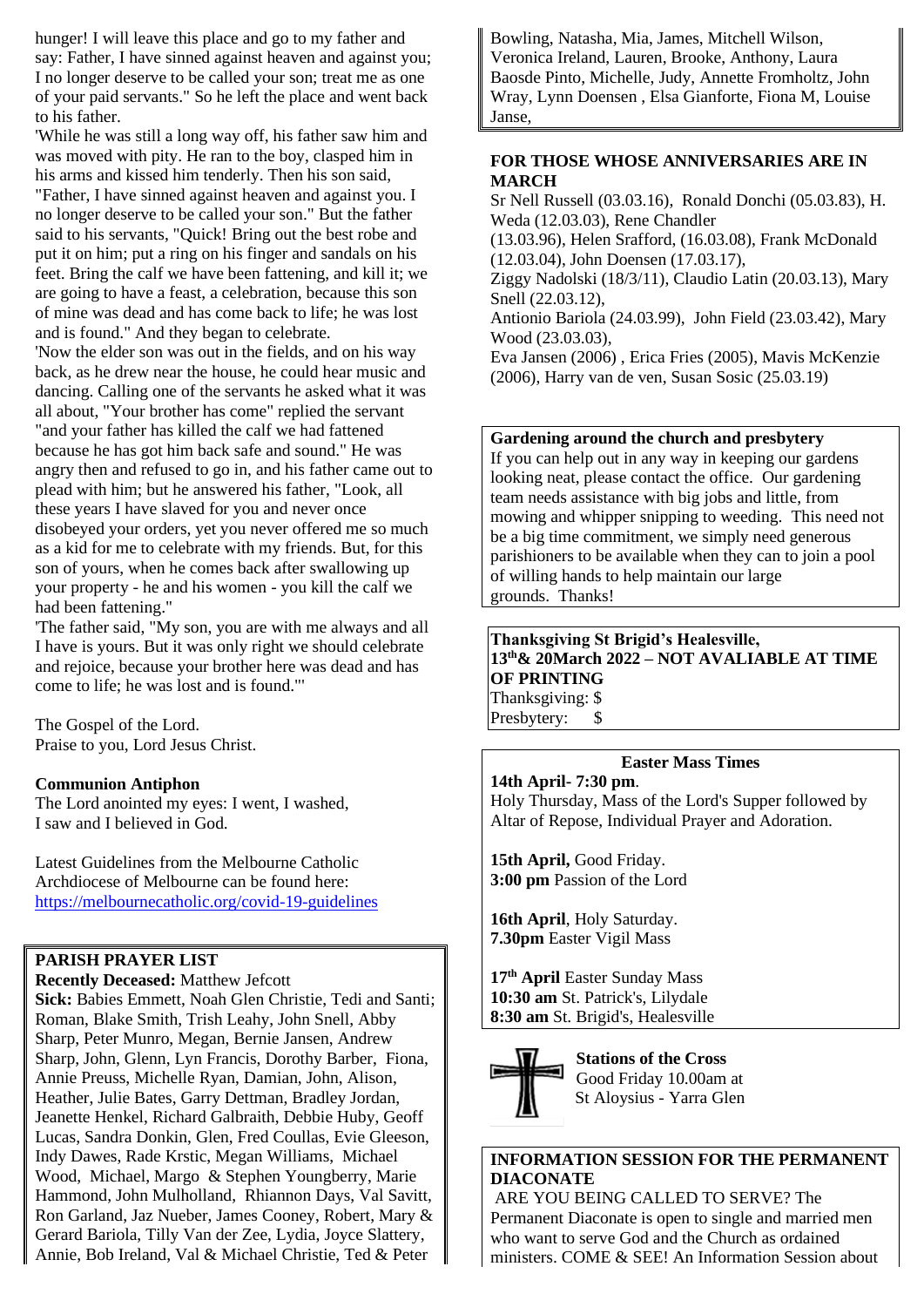hunger! I will leave this place and go to my father and say: Father, I have sinned against heaven and against you; I no longer deserve to be called your son; treat me as one of your paid servants." So he left the place and went back to his father.

'While he was still a long way off, his father saw him and was moved with pity. He ran to the boy, clasped him in his arms and kissed him tenderly. Then his son said, "Father, I have sinned against heaven and against you. I no longer deserve to be called your son." But the father said to his servants, "Quick! Bring out the best robe and put it on him; put a ring on his finger and sandals on his feet. Bring the calf we have been fattening, and kill it; we are going to have a feast, a celebration, because this son of mine was dead and has come back to life; he was lost and is found." And they began to celebrate.

'Now the elder son was out in the fields, and on his way back, as he drew near the house, he could hear music and dancing. Calling one of the servants he asked what it was all about, "Your brother has come" replied the servant "and your father has killed the calf we had fattened because he has got him back safe and sound." He was angry then and refused to go in, and his father came out to plead with him; but he answered his father, "Look, all these years I have slaved for you and never once disobeyed your orders, yet you never offered me so much as a kid for me to celebrate with my friends. But, for this son of yours, when he comes back after swallowing up your property - he and his women - you kill the calf we had been fattening."

'The father said, "My son, you are with me always and all I have is yours. But it was only right we should celebrate and rejoice, because your brother here was dead and has come to life; he was lost and is found."'

The Gospel of the Lord.
Praise to you, Lord Jesus Christ.

**Communion Antiphon**
The Lord anointed my eyes: I went, I washed,
I saw and I believed in God.

Latest Guidelines from the Melbourne Catholic Archdiocese of Melbourne can be found here:
https://melbournecatholic.org/covid-19-guidelines

**PARISH PRAYER LIST**

**Recently Deceased:** Matthew Jefcott

**Sick:** Babies Emmett, Noah Glen Christie, Tedi and Santi; Roman, Blake Smith, Trish Leahy, John Snell, Abby Sharp, Peter Munro, Megan, Bernie Jansen, Andrew Sharp, John, Glenn, Lyn Francis, Dorothy Barber, Fiona, Annie Preuss, Michelle Ryan, Damian, John, Alison, Heather, Julie Bates, Garry Dettman, Bradley Jordan, Jeanette Henkel, Richard Galbraith, Debbie Huby, Geoff Lucas, Sandra Donkin, Glen, Fred Coullas, Evie Gleeson, Indy Dawes, Rade Krstic, Megan Williams, Michael Wood, Michael, Margo & Stephen Youngberry, Marie Hammond, John Mulholland, Rhiannon Days, Val Savitt, Ron Garland, Jaz Nueber, James Cooney, Robert, Mary & Gerard Bariola, Tilly Van der Zee, Lydia, Joyce Slattery, Annie, Bob Ireland, Val & Michael Christie, Ted & Peter Bowling, Natasha, Mia, James, Mitchell Wilson, Veronica Ireland, Lauren, Brooke, Anthony, Laura Baosde Pinto, Michelle, Judy, Annette Fromholtz, John Wray, Lynn Doensen , Elsa Gianforte, Fiona M, Louise Janse,

**FOR THOSE WHOSE ANNIVERSARIES ARE IN MARCH**

Sr Nell Russell (03.03.16), Ronald Donchi (05.03.83), H. Weda (12.03.03), Rene Chandler (13.03.96), Helen Srafford, (16.03.08), Frank McDonald (12.03.04), John Doensen (17.03.17),
Ziggy Nadolski (18/3/11), Claudio Latin (20.03.13), Mary Snell (22.03.12),
Antionio Bariola (24.03.99), John Field (23.03.42), Mary Wood (23.03.03),
Eva Jansen (2006) , Erica Fries (2005), Mavis McKenzie (2006), Harry van de ven, Susan Sosic (25.03.19)

**Gardening around the church and presbytery**

If you can help out in any way in keeping our gardens looking neat, please contact the office. Our gardening team needs assistance with big jobs and little, from mowing and whipper snipping to weeding. This need not be a big time commitment, we simply need generous parishioners to be available when they can to join a pool of willing hands to help maintain our large grounds. Thanks!

**Thanksgiving St Brigid's Healesville, 13th& 20March 2022 – NOT AVALIABLE AT TIME OF PRINTING**

Thanksgiving: $
Presbytery: $

**Easter Mass Times**

**14th April- 7:30 pm**.
Holy Thursday, Mass of the Lord's Supper followed by Altar of Repose, Individual Prayer and Adoration.

**15th April,** Good Friday.
**3:00 pm** Passion of the Lord

**16th April**, Holy Saturday.
**7.30pm** Easter Vigil Mass

**17th April** Easter Sunday Mass
**10:30 am** St. Patrick's, Lilydale
**8:30 am** St. Brigid's, Healesville

**Stations of the Cross**
Good Friday 10.00am at
St Aloysius - Yarra Glen

**INFORMATION SESSION FOR THE PERMANENT DIACONATE**

ARE YOU BEING CALLED TO SERVE? The Permanent Diaconate is open to single and married men who want to serve God and the Church as ordained ministers. COME & SEE! An Information Session about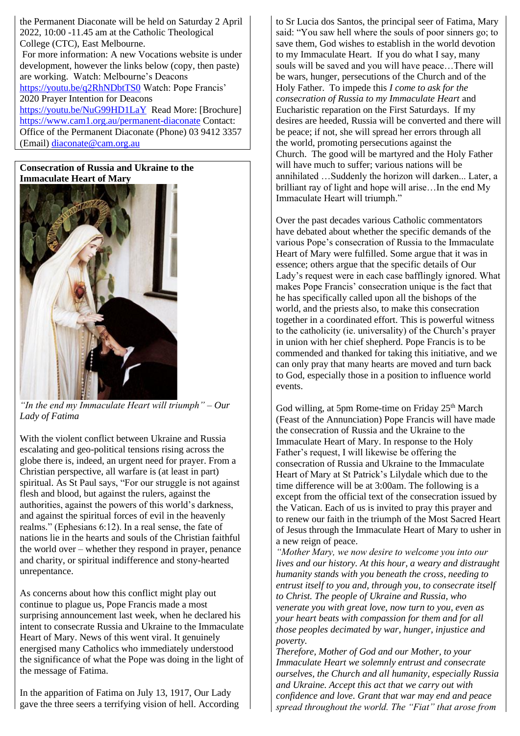the Permanent Diaconate will be held on Saturday 2 April 2022, 10:00 -11.45 am at the Catholic Theological College (CTC), East Melbourne.

For more information: A new Vocations website is under development, however the links below (copy, then paste) are working. Watch: Melbourne's Deacons https://youtu.be/q2RhNDbtTS0 Watch: Pope Francis' 2020 Prayer Intention for Deacons https://youtu.be/NuG99HD1LaY Read More: [Brochure] https://www.cam1.org.au/permanent-diaconate Contact: Office of the Permanent Diaconate (Phone) 03 9412 3357 (Email) diaconate@cam.org.au

**Consecration of Russia and Ukraine to the Immaculate Heart of Mary**

*"In the end my Immaculate Heart will triumph" – Our Lady of Fatima*

With the violent conflict between Ukraine and Russia escalating and geo-political tensions rising across the globe there is, indeed, an urgent need for prayer. From a Christian perspective, all warfare is (at least in part) spiritual. As St Paul says, "For our struggle is not against flesh and blood, but against the rulers, against the authorities, against the powers of this world's darkness, and against the spiritual forces of evil in the heavenly realms." (Ephesians 6:12). In a real sense, the fate of nations lie in the hearts and souls of the Christian faithful the world over – whether they respond in prayer, penance and charity, or spiritual indifference and stony-hearted unrepentance.

As concerns about how this conflict might play out continue to plague us, Pope Francis made a most surprising announcement last week, when he declared his intent to consecrate Russia and Ukraine to the Immaculate Heart of Mary. News of this went viral. It genuinely energised many Catholics who immediately understood the significance of what the Pope was doing in the light of the message of Fatima.

In the apparition of Fatima on July 13, 1917, Our Lady gave the three seers a terrifying vision of hell. According to Sr Lucia dos Santos, the principal seer of Fatima, Mary said: "You saw hell where the souls of poor sinners go; to save them, God wishes to establish in the world devotion to my Immaculate Heart. If you do what I say, many souls will be saved and you will have peace…There will be wars, hunger, persecutions of the Church and of the Holy Father. To impede this *I come to ask for the consecration of Russia to my Immaculate Heart* and Eucharistic reparation on the First Saturdays. If my desires are heeded, Russia will be converted and there will be peace; if not, she will spread her errors through all the world, promoting persecutions against the Church. The good will be martyred and the Holy Father will have much to suffer; various nations will be annihilated …Suddenly the horizon will darken... Later, a brilliant ray of light and hope will arise…In the end My Immaculate Heart will triumph."

Over the past decades various Catholic commentators have debated about whether the specific demands of the various Pope's consecration of Russia to the Immaculate Heart of Mary were fulfilled. Some argue that it was in essence; others argue that the specific details of Our Lady's request were in each case bafflingly ignored. What makes Pope Francis' consecration unique is the fact that he has specifically called upon all the bishops of the world, and the priests also, to make this consecration together in a coordinated effort. This is powerful witness to the catholicity (ie. universality) of the Church's prayer in union with her chief shepherd. Pope Francis is to be commended and thanked for taking this initiative, and we can only pray that many hearts are moved and turn back to God, especially those in a position to influence world events.

God willing, at 5pm Rome-time on Friday 25th March (Feast of the Annunciation) Pope Francis will have made the consecration of Russia and the Ukraine to the Immaculate Heart of Mary. In response to the Holy Father's request, I will likewise be offering the consecration of Russia and Ukraine to the Immaculate Heart of Mary at St Patrick's Lilydale which due to the time difference will be at 3:00am. The following is a except from the official text of the consecration issued by the Vatican. Each of us is invited to pray this prayer and to renew our faith in the triumph of the Most Sacred Heart of Jesus through the Immaculate Heart of Mary to usher in a new reign of peace.

*"Mother Mary, we now desire to welcome you into our lives and our history. At this hour, a weary and distraught humanity stands with you beneath the cross, needing to entrust itself to you and, through you, to consecrate itself to Christ. The people of Ukraine and Russia, who venerate you with great love, now turn to you, even as your heart beats with compassion for them and for all those peoples decimated by war, hunger, injustice and poverty.*

*Therefore, Mother of God and our Mother, to your Immaculate Heart we solemnly entrust and consecrate ourselves, the Church and all humanity, especially Russia and Ukraine. Accept this act that we carry out with confidence and love. Grant that war may end and peace spread throughout the world. The "Fiat" that arose from*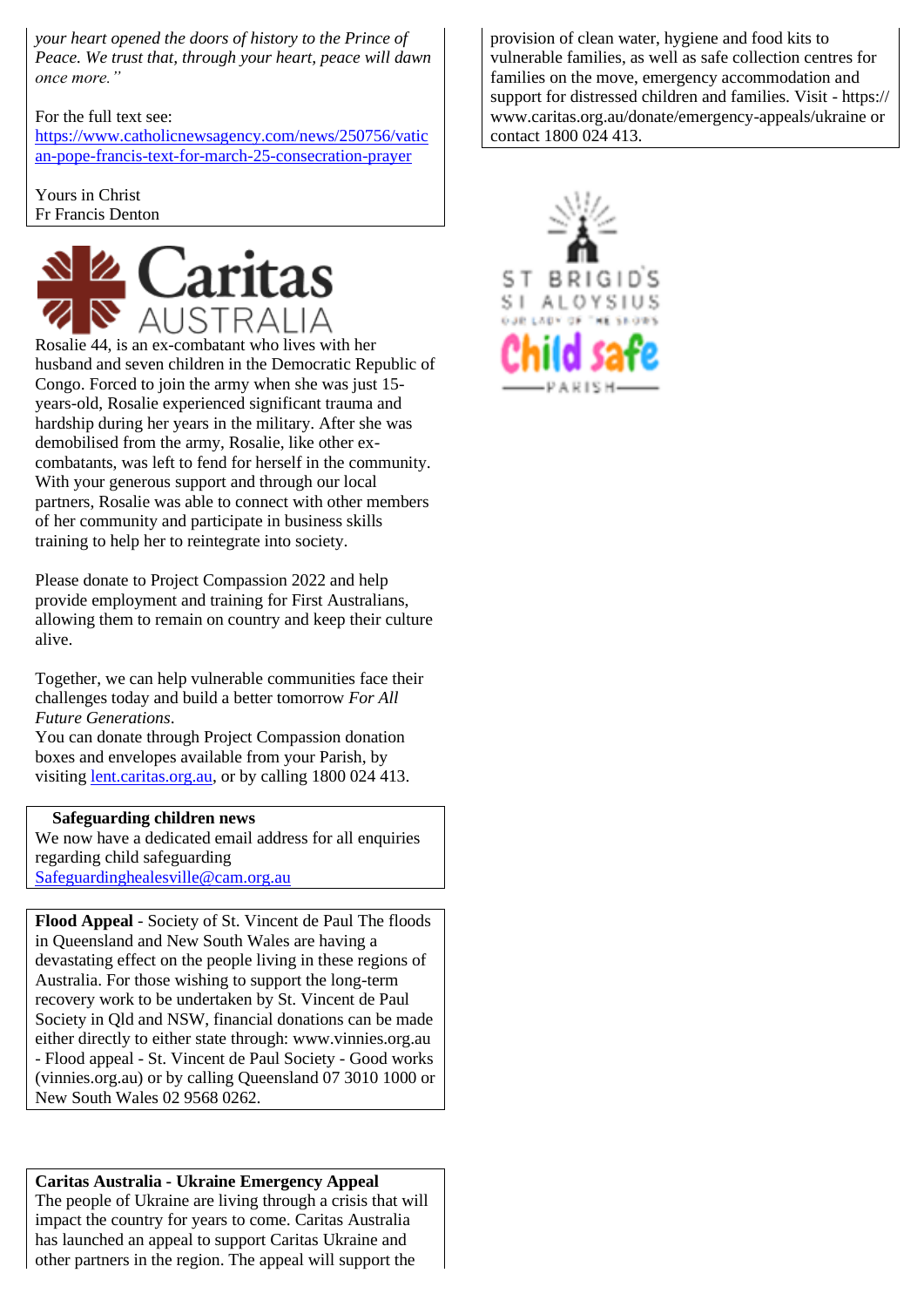*your heart opened the doors of history to the Prince of Peace. We trust that, through your heart, peace will dawn once more."*

For the full text see:
[https://www.catholicnewsagency.com/news/250756/vatican-pope-francis-text-for-march-25-consecration-prayer](https://www.catholicnewsagency.com/news/250756/vatican-pope-francis-text-for-march-25-consecration-prayer)

Yours in Christ
Fr Francis Denton

Caritas AUSTRALIA

Rosalie 44, is an ex-combatant who lives with her husband and seven children in the Democratic Republic of Congo. Forced to join the army when she was just 15-years-old, Rosalie experienced significant trauma and hardship during her years in the military. After she was demobilised from the army, Rosalie, like other ex-combatants, was left to fend for herself in the community. With your generous support and through our local partners, Rosalie was able to connect with other members of her community and participate in business skills training to help her to reintegrate into society.

Please donate to Project Compassion 2022 and help provide employment and training for First Australians, allowing them to remain on country and keep their culture alive.

Together, we can help vulnerable communities face their challenges today and build a better tomorrow *For All Future Generations*.
You can donate through Project Compassion donation boxes and envelopes available from your Parish, by visiting [lent.caritas.org.au](lent.caritas.org.au), or by calling 1800 024 413.

**Safeguarding children news**
We now have a dedicated email address for all enquiries regarding child safeguarding
[Safeguardinghealesville@cam.org.au](mailto:Safeguardinghealesville@cam.org.au)

**Flood Appeal** - Society of St. Vincent de Paul The floods in Queensland and New South Wales are having a devastating effect on the people living in these regions of Australia. For those wishing to support the long-term recovery work to be undertaken by St. Vincent de Paul Society in Qld and NSW, financial donations can be made either directly to either state through: www.vinnies.org.au - Flood appeal - St. Vincent de Paul Society - Good works (vinnies.org.au) or by calling Queensland 07 3010 1000 or New South Wales 02 9568 0262.

**Caritas Australia - Ukraine Emergency Appeal**
The people of Ukraine are living through a crisis that will impact the country for years to come. Caritas Australia has launched an appeal to support Caritas Ukraine and other partners in the region. The appeal will support the provision of clean water, hygiene and food kits to vulnerable families, as well as safe collection centres for families on the move, emergency accommodation and support for distressed children and families. Visit - https://www.caritas.org.au/donate/emergency-appeals/ukraine or contact 1800 024 413.

ST BRIGID'S
ST ALOYSIUS
OUR LADY OF THE SNOWS
Child safe
PARISH